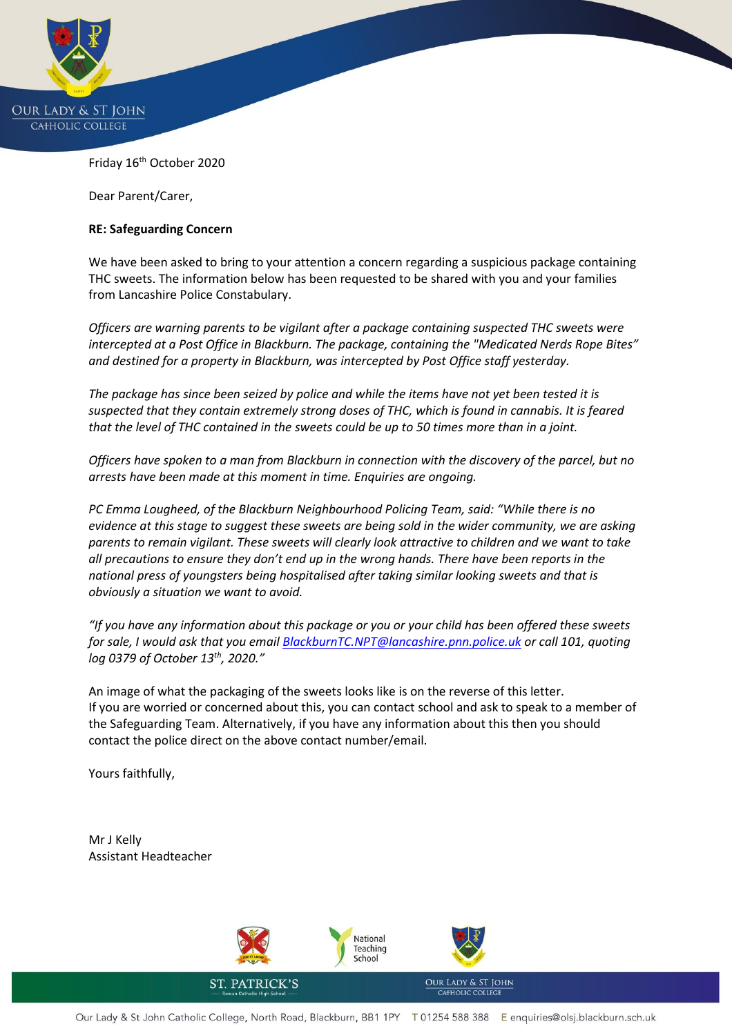OUR LADY & ST JOHN
CATHOLIC COLLEGE

Friday 16th October 2020

Dear Parent/Carer,

**RE: Safeguarding Concern**

We have been asked to bring to your attention a concern regarding a suspicious package containing THC sweets. The information below has been requested to be shared with you and your families from Lancashire Police Constabulary.

*Officers are warning parents to be vigilant after a package containing suspected THC sweets were intercepted at a Post Office in Blackburn. The package, containing the "Medicated Nerds Rope Bites" and destined for a property in Blackburn, was intercepted by Post Office staff yesterday.*

*The package has since been seized by police and while the items have not yet been tested it is suspected that they contain extremely strong doses of THC, which is found in cannabis. It is feared that the level of THC contained in the sweets could be up to 50 times more than in a joint.*

*Officers have spoken to a man from Blackburn in connection with the discovery of the parcel, but no arrests have been made at this moment in time. Enquiries are ongoing.*

*PC Emma Lougheed, of the Blackburn Neighbourhood Policing Team, said: "While there is no evidence at this stage to suggest these sweets are being sold in the wider community, we are asking parents to remain vigilant. These sweets will clearly look attractive to children and we want to take all precautions to ensure they don't end up in the wrong hands. There have been reports in the national press of youngsters being hospitalised after taking similar looking sweets and that is obviously a situation we want to avoid.*

*"If you have any information about this package or you or your child has been offered these sweets for sale, I would ask that you email BlackburnTC.NPT@lancashire.pnn.police.uk or call 101, quoting log 0379 of October 13th, 2020."*

An image of what the packaging of the sweets looks like is on the reverse of this letter.
If you are worried or concerned about this, you can contact school and ask to speak to a member of the Safeguarding Team. Alternatively, if you have any information about this then you should contact the police direct on the above contact number/email.

Yours faithfully,

Mr J Kelly
Assistant Headteacher

ST. PATRICK'S — Roman Catholic High School | National Teaching School | OUR LADY & ST JOHN CATHOLIC COLLEGE

Our Lady & St John Catholic College, North Road, Blackburn, BB1 1PY T 01254 588 388 E enquiries@olsj.blackburn.sch.uk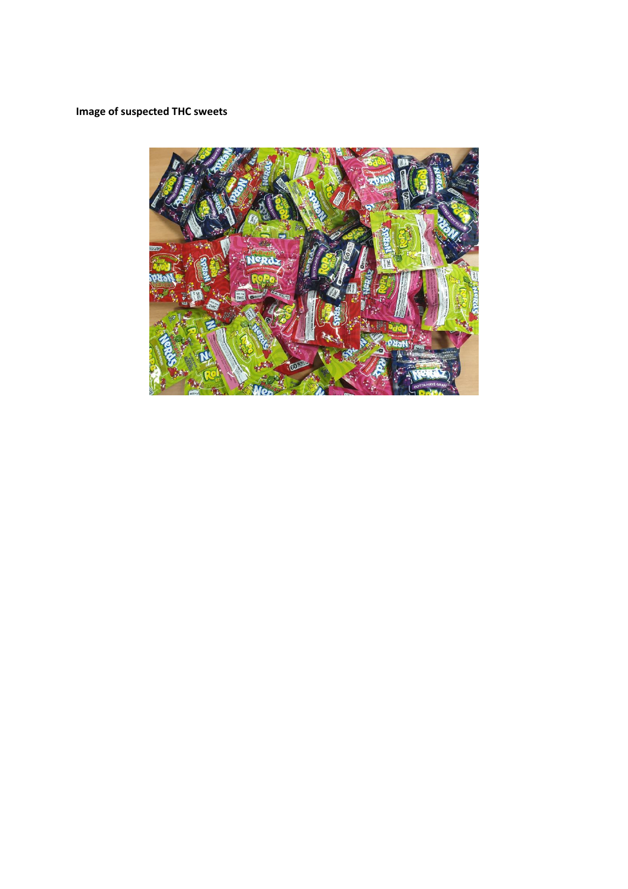**Image of suspected THC sweets**